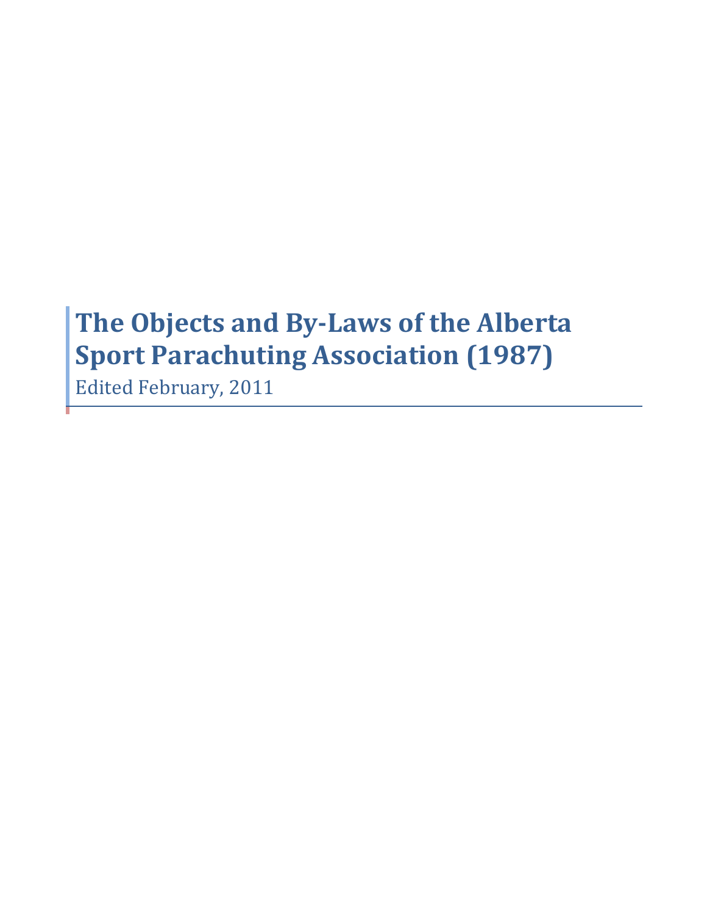# The Objects and By-Laws of the Alberta Sport Parachuting Association (1987)

Edited February, 2011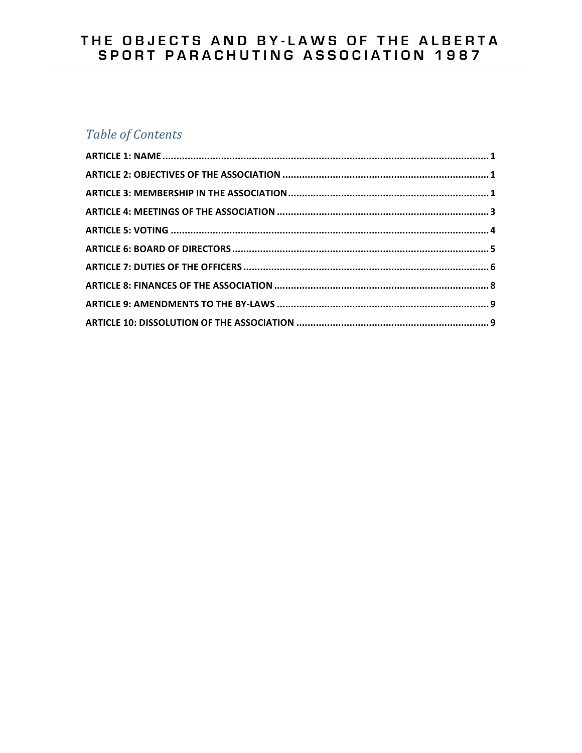# THE OBJECTS AND BY-LAWS OF THE ALBERTA SPORT PARACHUTING ASSOCIATION 1987

## *Table of Contents*

**ARTICLE 1: NAME** .................................................................................................................. **1**

**ARTICLE 2: OBJECTIVES OF THE ASSOCIATION** ......................................................................... **1**

**ARTICLE 3: MEMBERSHIP IN THE ASSOCIATION** ........................................................................ **1**

**ARTICLE 4: MEETINGS OF THE ASSOCIATION** ........................................................................... **3**

**ARTICLE 5: VOTING** ................................................................................................................. **4**

**ARTICLE 6: BOARD OF DIRECTORS** ........................................................................................... **5**

**ARTICLE 7: DUTIES OF THE OFFICERS** ....................................................................................... **6**

**ARTICLE 8: FINANCES OF THE ASSOCIATION** ............................................................................. **8**

**ARTICLE 9: AMENDMENTS TO THE BY-LAWS** ............................................................................ **9**

**ARTICLE 10: DISSOLUTION OF THE ASSOCIATION** ..................................................................... **9**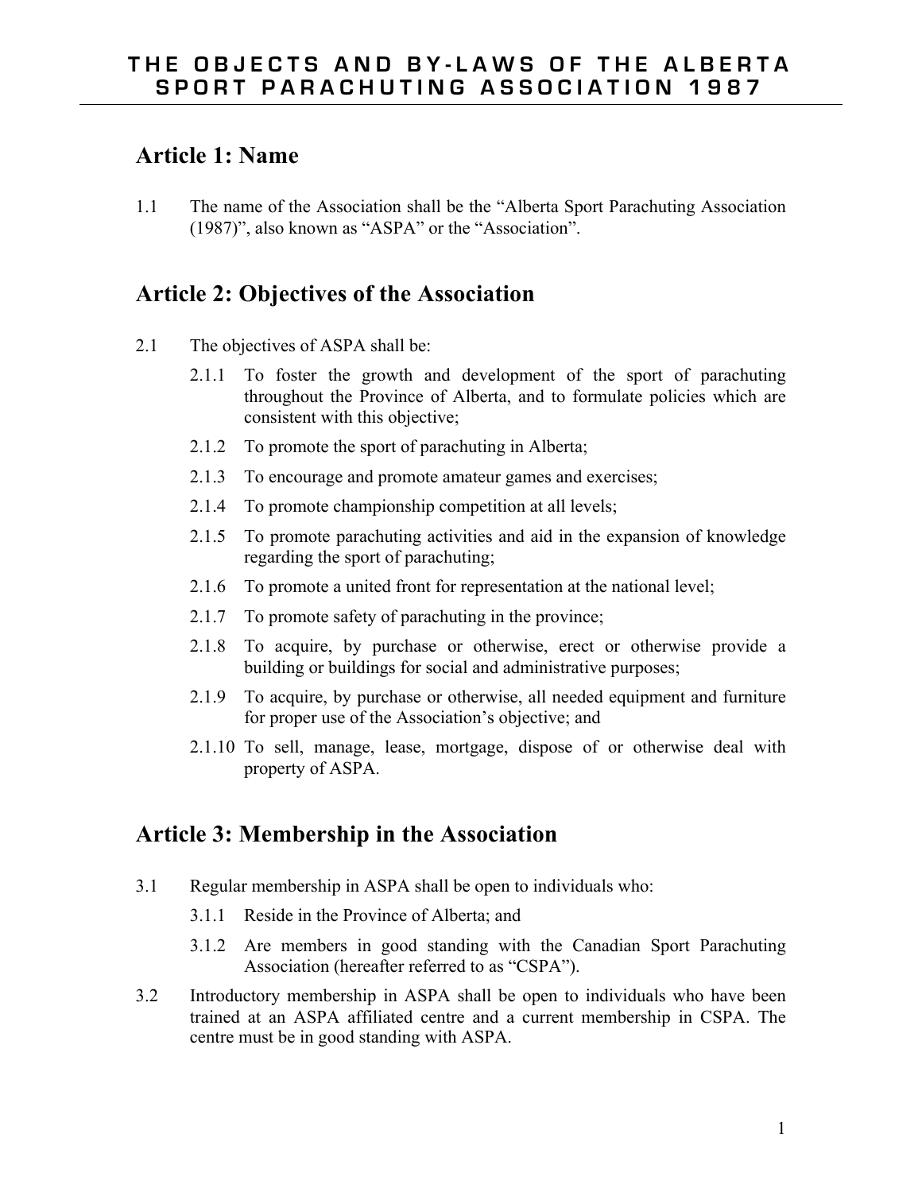# THE OBJECTS AND BY-LAWS OF THE ALBERTA SPORT PARACHUTING ASSOCIATION 1987

## Article 1: Name

1.1 The name of the Association shall be the "Alberta Sport Parachuting Association (1987)", also known as "ASPA" or the "Association".

## Article 2: Objectives of the Association

2.1 The objectives of ASPA shall be:

2.1.1 To foster the growth and development of the sport of parachuting throughout the Province of Alberta, and to formulate policies which are consistent with this objective;

2.1.2 To promote the sport of parachuting in Alberta;

2.1.3 To encourage and promote amateur games and exercises;

2.1.4 To promote championship competition at all levels;

2.1.5 To promote parachuting activities and aid in the expansion of knowledge regarding the sport of parachuting;

2.1.6 To promote a united front for representation at the national level;

2.1.7 To promote safety of parachuting in the province;

2.1.8 To acquire, by purchase or otherwise, erect or otherwise provide a building or buildings for social and administrative purposes;

2.1.9 To acquire, by purchase or otherwise, all needed equipment and furniture for proper use of the Association's objective; and

2.1.10 To sell, manage, lease, mortgage, dispose of or otherwise deal with property of ASPA.

## Article 3: Membership in the Association

3.1 Regular membership in ASPA shall be open to individuals who:

3.1.1 Reside in the Province of Alberta; and

3.1.2 Are members in good standing with the Canadian Sport Parachuting Association (hereafter referred to as "CSPA").

3.2 Introductory membership in ASPA shall be open to individuals who have been trained at an ASPA affiliated centre and a current membership in CSPA. The centre must be in good standing with ASPA.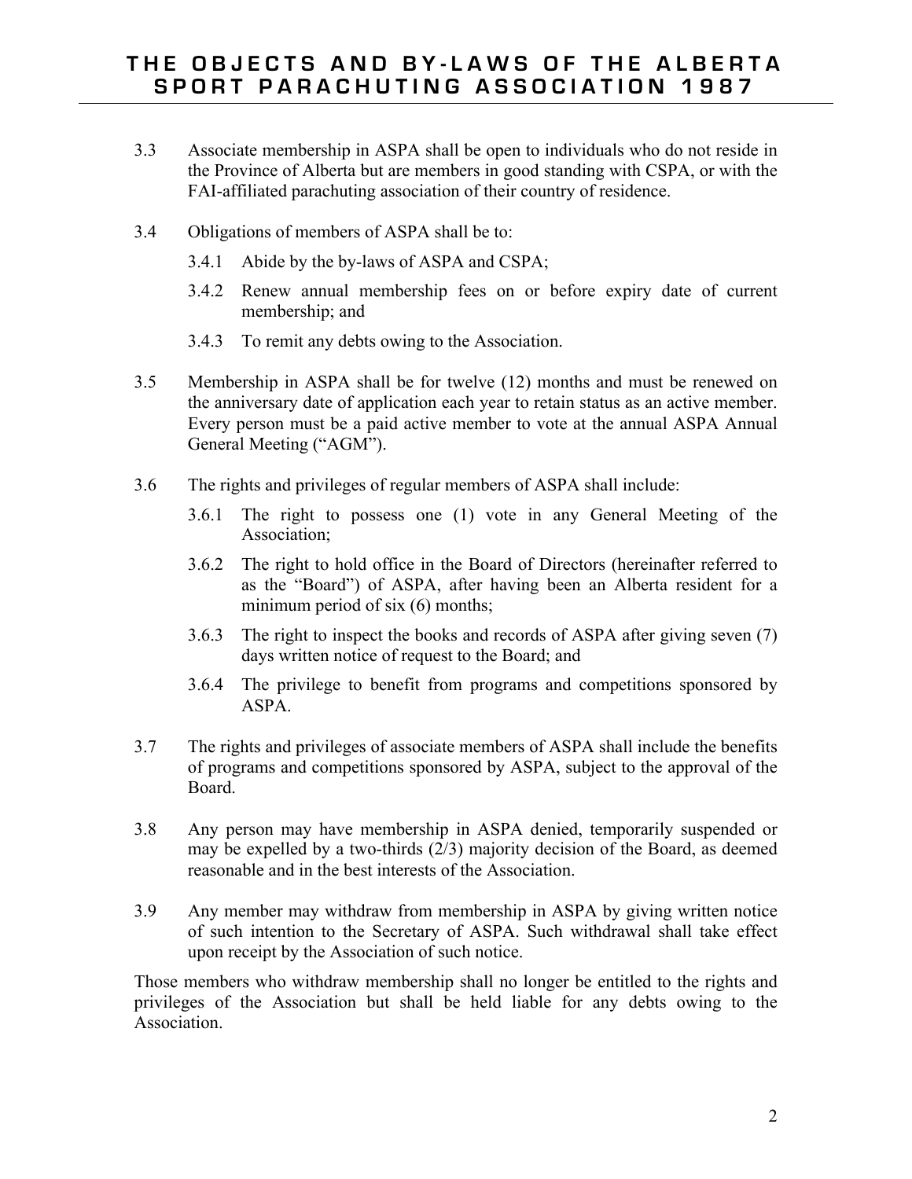3.3 Associate membership in ASPA shall be open to individuals who do not reside in the Province of Alberta but are members in good standing with CSPA, or with the FAI-affiliated parachuting association of their country of residence.

3.4 Obligations of members of ASPA shall be to:

3.4.1 Abide by the by-laws of ASPA and CSPA;

3.4.2 Renew annual membership fees on or before expiry date of current membership; and

3.4.3 To remit any debts owing to the Association.

3.5 Membership in ASPA shall be for twelve (12) months and must be renewed on the anniversary date of application each year to retain status as an active member. Every person must be a paid active member to vote at the annual ASPA Annual General Meeting ("AGM").

3.6 The rights and privileges of regular members of ASPA shall include:

3.6.1 The right to possess one (1) vote in any General Meeting of the Association;

3.6.2 The right to hold office in the Board of Directors (hereinafter referred to as the "Board") of ASPA, after having been an Alberta resident for a minimum period of six (6) months;

3.6.3 The right to inspect the books and records of ASPA after giving seven (7) days written notice of request to the Board; and

3.6.4 The privilege to benefit from programs and competitions sponsored by ASPA.

3.7 The rights and privileges of associate members of ASPA shall include the benefits of programs and competitions sponsored by ASPA, subject to the approval of the Board.

3.8 Any person may have membership in ASPA denied, temporarily suspended or may be expelled by a two-thirds (2/3) majority decision of the Board, as deemed reasonable and in the best interests of the Association.

3.9 Any member may withdraw from membership in ASPA by giving written notice of such intention to the Secretary of ASPA. Such withdrawal shall take effect upon receipt by the Association of such notice.

Those members who withdraw membership shall no longer be entitled to the rights and privileges of the Association but shall be held liable for any debts owing to the Association.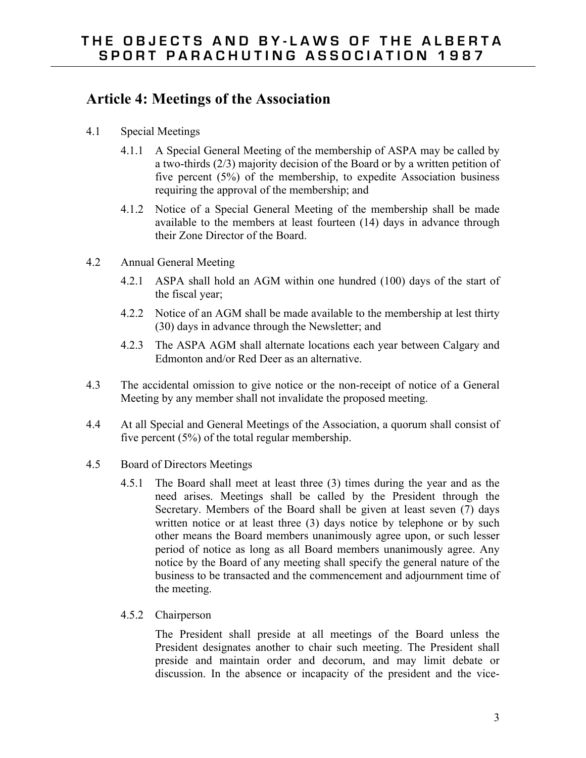## Article 4: Meetings of the Association

4.1 Special Meetings

4.1.1 A Special General Meeting of the membership of ASPA may be called by a two-thirds (2/3) majority decision of the Board or by a written petition of five percent (5%) of the membership, to expedite Association business requiring the approval of the membership; and

4.1.2 Notice of a Special General Meeting of the membership shall be made available to the members at least fourteen (14) days in advance through their Zone Director of the Board.

4.2 Annual General Meeting

4.2.1 ASPA shall hold an AGM within one hundred (100) days of the start of the fiscal year;

4.2.2 Notice of an AGM shall be made available to the membership at lest thirty (30) days in advance through the Newsletter; and

4.2.3 The ASPA AGM shall alternate locations each year between Calgary and Edmonton and/or Red Deer as an alternative.

4.3 The accidental omission to give notice or the non-receipt of notice of a General Meeting by any member shall not invalidate the proposed meeting.

4.4 At all Special and General Meetings of the Association, a quorum shall consist of five percent (5%) of the total regular membership.

4.5 Board of Directors Meetings

4.5.1 The Board shall meet at least three (3) times during the year and as the need arises. Meetings shall be called by the President through the Secretary. Members of the Board shall be given at least seven (7) days written notice or at least three (3) days notice by telephone or by such other means the Board members unanimously agree upon, or such lesser period of notice as long as all Board members unanimously agree. Any notice by the Board of any meeting shall specify the general nature of the business to be transacted and the commencement and adjournment time of the meeting.

4.5.2 Chairperson

The President shall preside at all meetings of the Board unless the President designates another to chair such meeting. The President shall preside and maintain order and decorum, and may limit debate or discussion. In the absence or incapacity of the president and the vice-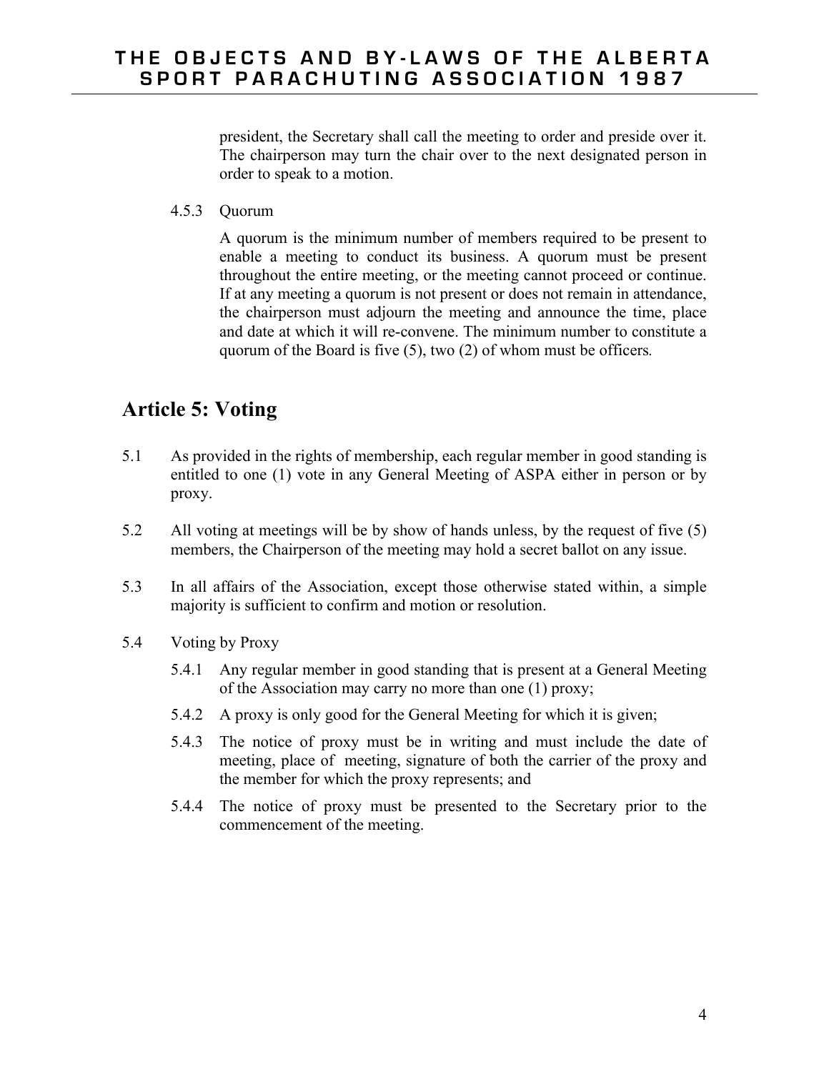president, the Secretary shall call the meeting to order and preside over it. The chairperson may turn the chair over to the next designated person in order to speak to a motion.

4.5.3 Quorum

A quorum is the minimum number of members required to be present to enable a meeting to conduct its business. A quorum must be present throughout the entire meeting, or the meeting cannot proceed or continue. If at any meeting a quorum is not present or does not remain in attendance, the chairperson must adjourn the meeting and announce the time, place and date at which it will re-convene. The minimum number to constitute a quorum of the Board is five (5), two (2) of whom must be officers.

## Article 5: Voting

5.1 As provided in the rights of membership, each regular member in good standing is entitled to one (1) vote in any General Meeting of ASPA either in person or by proxy.

5.2 All voting at meetings will be by show of hands unless, by the request of five (5) members, the Chairperson of the meeting may hold a secret ballot on any issue.

5.3 In all affairs of the Association, except those otherwise stated within, a simple majority is sufficient to confirm and motion or resolution.

5.4 Voting by Proxy

5.4.1 Any regular member in good standing that is present at a General Meeting of the Association may carry no more than one (1) proxy;

5.4.2 A proxy is only good for the General Meeting for which it is given;

5.4.3 The notice of proxy must be in writing and must include the date of meeting, place of meeting, signature of both the carrier of the proxy and the member for which the proxy represents; and

5.4.4 The notice of proxy must be presented to the Secretary prior to the commencement of the meeting.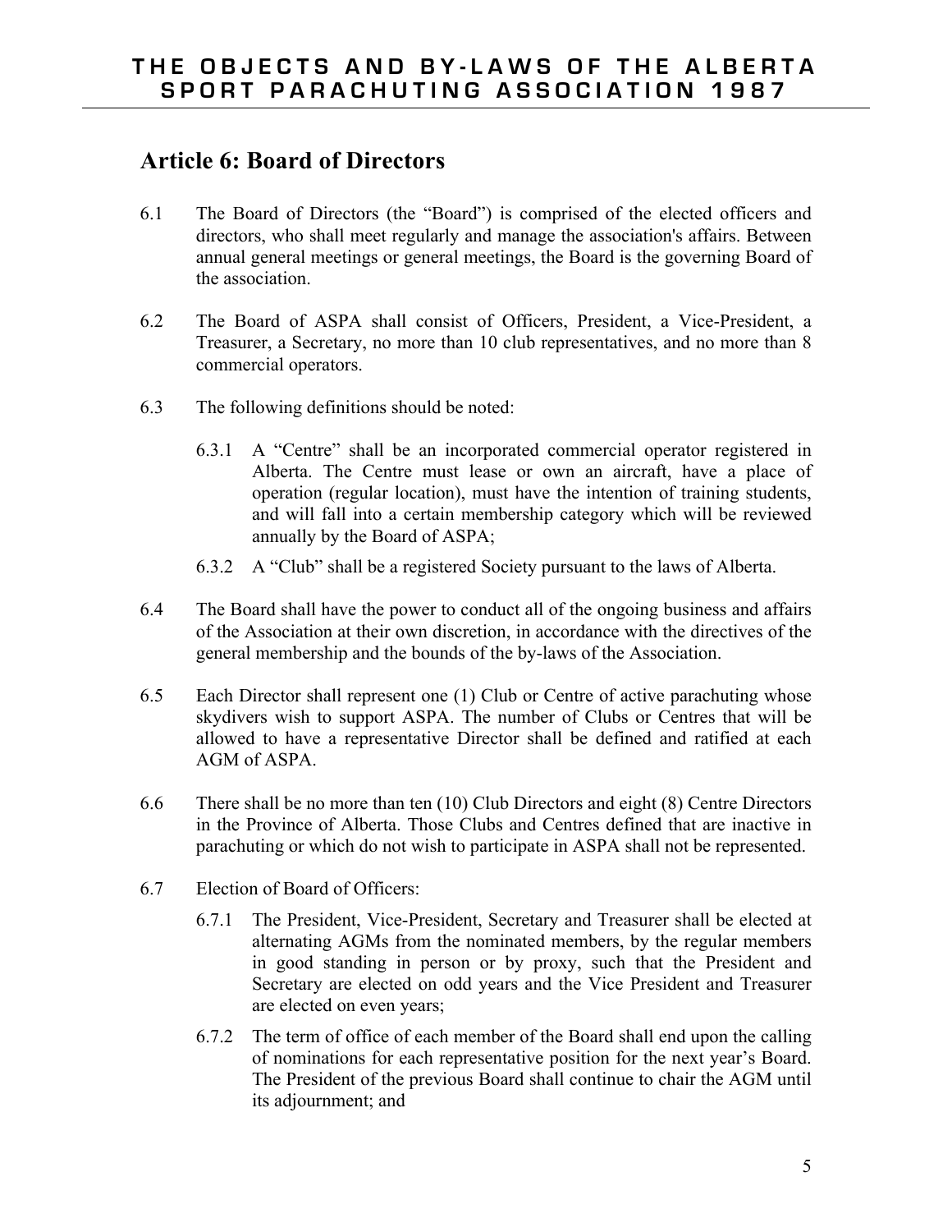## Article 6: Board of Directors

6.1 The Board of Directors (the "Board") is comprised of the elected officers and directors, who shall meet regularly and manage the association's affairs. Between annual general meetings or general meetings, the Board is the governing Board of the association.

6.2 The Board of ASPA shall consist of Officers, President, a Vice-President, a Treasurer, a Secretary, no more than 10 club representatives, and no more than 8 commercial operators.

6.3 The following definitions should be noted:

6.3.1 A "Centre" shall be an incorporated commercial operator registered in Alberta. The Centre must lease or own an aircraft, have a place of operation (regular location), must have the intention of training students, and will fall into a certain membership category which will be reviewed annually by the Board of ASPA;

6.3.2 A "Club" shall be a registered Society pursuant to the laws of Alberta.

6.4 The Board shall have the power to conduct all of the ongoing business and affairs of the Association at their own discretion, in accordance with the directives of the general membership and the bounds of the by-laws of the Association.

6.5 Each Director shall represent one (1) Club or Centre of active parachuting whose skydivers wish to support ASPA. The number of Clubs or Centres that will be allowed to have a representative Director shall be defined and ratified at each AGM of ASPA.

6.6 There shall be no more than ten (10) Club Directors and eight (8) Centre Directors in the Province of Alberta. Those Clubs and Centres defined that are inactive in parachuting or which do not wish to participate in ASPA shall not be represented.

6.7 Election of Board of Officers:

6.7.1 The President, Vice-President, Secretary and Treasurer shall be elected at alternating AGMs from the nominated members, by the regular members in good standing in person or by proxy, such that the President and Secretary are elected on odd years and the Vice President and Treasurer are elected on even years;

6.7.2 The term of office of each member of the Board shall end upon the calling of nominations for each representative position for the next year's Board. The President of the previous Board shall continue to chair the AGM until its adjournment; and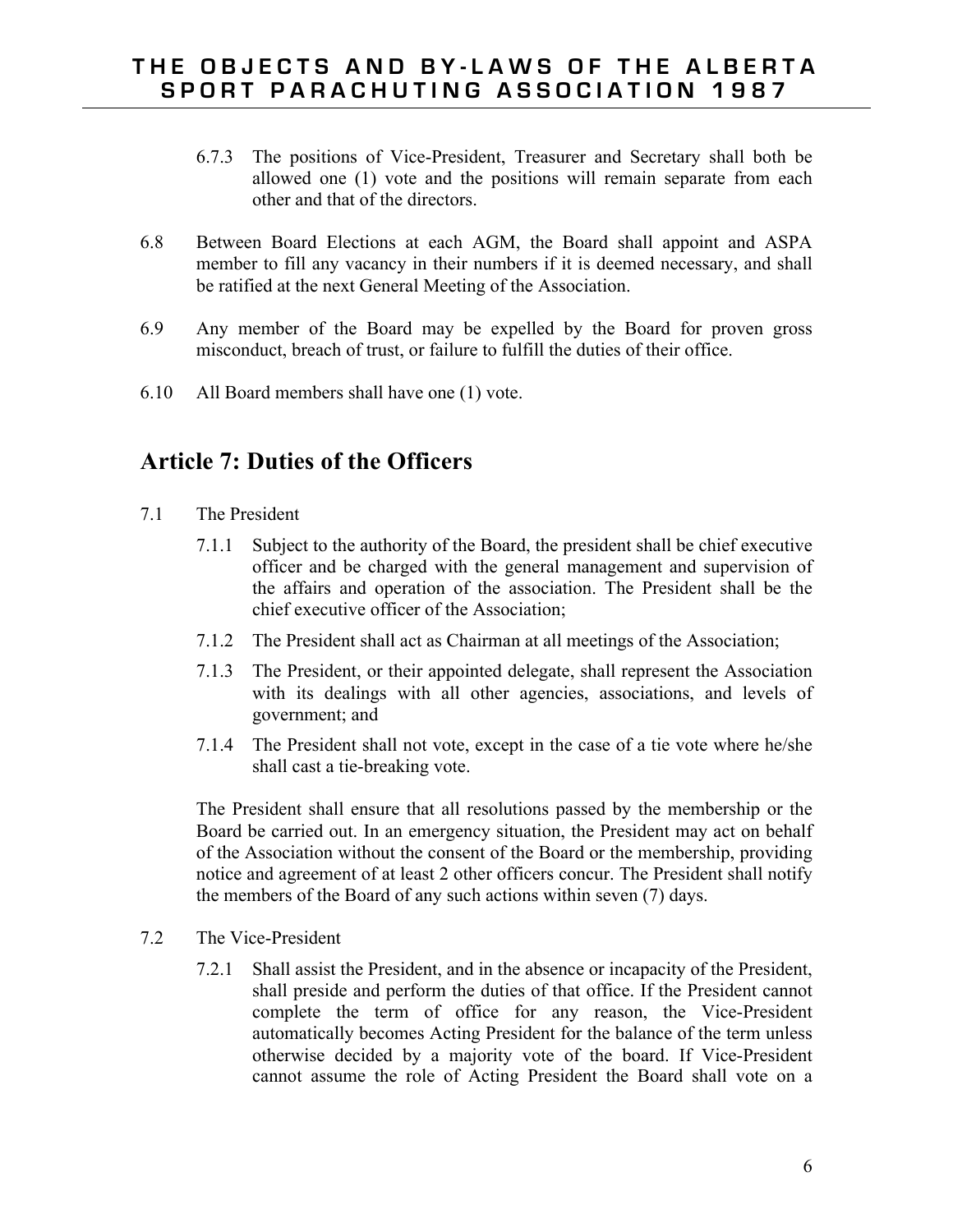6.7.3 The positions of Vice-President, Treasurer and Secretary shall both be allowed one (1) vote and the positions will remain separate from each other and that of the directors.

6.8 Between Board Elections at each AGM, the Board shall appoint and ASPA member to fill any vacancy in their numbers if it is deemed necessary, and shall be ratified at the next General Meeting of the Association.

6.9 Any member of the Board may be expelled by the Board for proven gross misconduct, breach of trust, or failure to fulfill the duties of their office.

6.10 All Board members shall have one (1) vote.

## Article 7: Duties of the Officers

7.1 The President

7.1.1 Subject to the authority of the Board, the president shall be chief executive officer and be charged with the general management and supervision of the affairs and operation of the association. The President shall be the chief executive officer of the Association;

7.1.2 The President shall act as Chairman at all meetings of the Association;

7.1.3 The President, or their appointed delegate, shall represent the Association with its dealings with all other agencies, associations, and levels of government; and

7.1.4 The President shall not vote, except in the case of a tie vote where he/she shall cast a tie-breaking vote.

The President shall ensure that all resolutions passed by the membership or the Board be carried out. In an emergency situation, the President may act on behalf of the Association without the consent of the Board or the membership, providing notice and agreement of at least 2 other officers concur. The President shall notify the members of the Board of any such actions within seven (7) days.

7.2 The Vice-President

7.2.1 Shall assist the President, and in the absence or incapacity of the President, shall preside and perform the duties of that office. If the President cannot complete the term of office for any reason, the Vice-President automatically becomes Acting President for the balance of the term unless otherwise decided by a majority vote of the board. If Vice-President cannot assume the role of Acting President the Board shall vote on a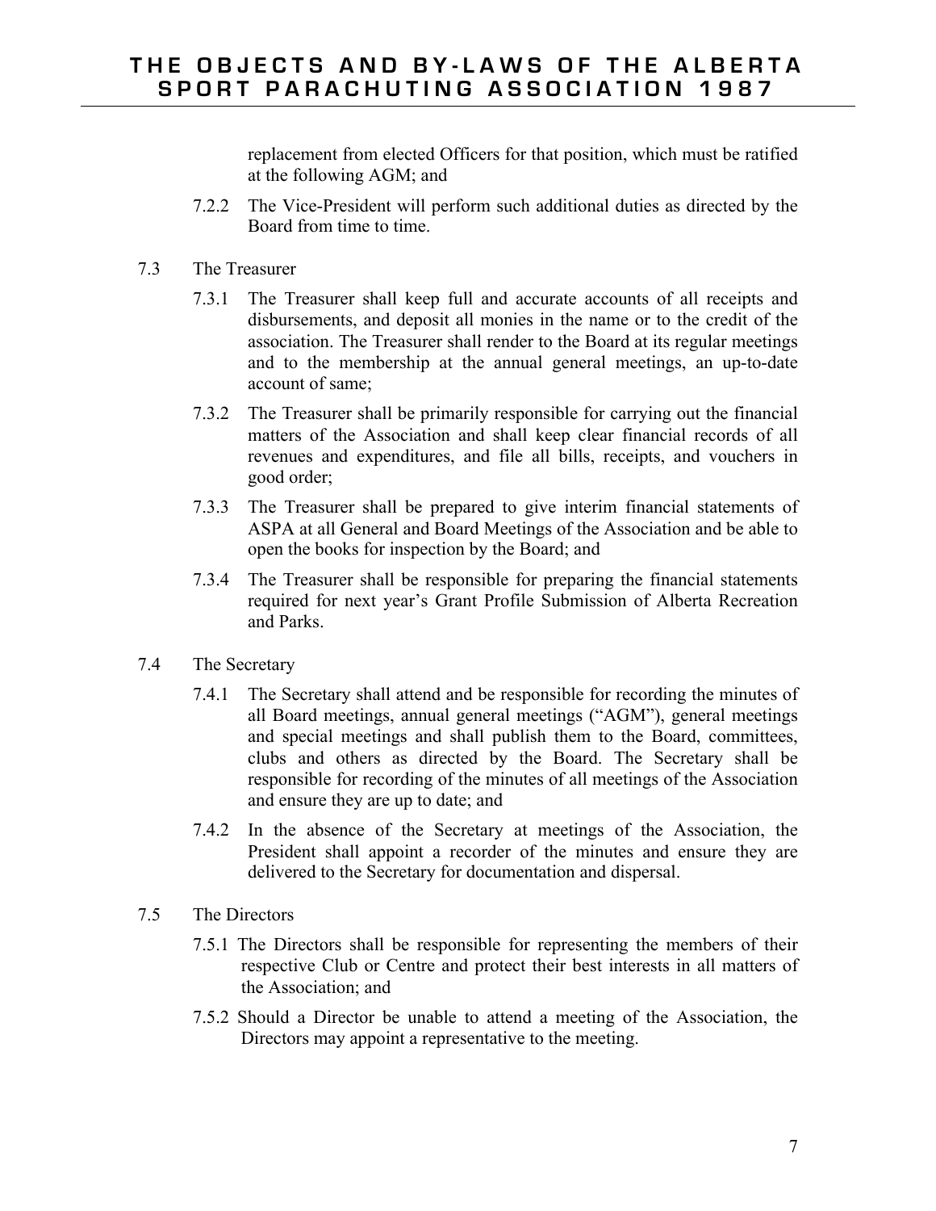replacement from elected Officers for that position, which must be ratified at the following AGM; and

7.2.2 The Vice-President will perform such additional duties as directed by the Board from time to time.

7.3 The Treasurer

7.3.1 The Treasurer shall keep full and accurate accounts of all receipts and disbursements, and deposit all monies in the name or to the credit of the association. The Treasurer shall render to the Board at its regular meetings and to the membership at the annual general meetings, an up-to-date account of same;

7.3.2 The Treasurer shall be primarily responsible for carrying out the financial matters of the Association and shall keep clear financial records of all revenues and expenditures, and file all bills, receipts, and vouchers in good order;

7.3.3 The Treasurer shall be prepared to give interim financial statements of ASPA at all General and Board Meetings of the Association and be able to open the books for inspection by the Board; and

7.3.4 The Treasurer shall be responsible for preparing the financial statements required for next year's Grant Profile Submission of Alberta Recreation and Parks.

7.4 The Secretary

7.4.1 The Secretary shall attend and be responsible for recording the minutes of all Board meetings, annual general meetings ("AGM"), general meetings and special meetings and shall publish them to the Board, committees, clubs and others as directed by the Board. The Secretary shall be responsible for recording of the minutes of all meetings of the Association and ensure they are up to date; and

7.4.2 In the absence of the Secretary at meetings of the Association, the President shall appoint a recorder of the minutes and ensure they are delivered to the Secretary for documentation and dispersal.

7.5 The Directors

7.5.1 The Directors shall be responsible for representing the members of their respective Club or Centre and protect their best interests in all matters of the Association; and

7.5.2 Should a Director be unable to attend a meeting of the Association, the Directors may appoint a representative to the meeting.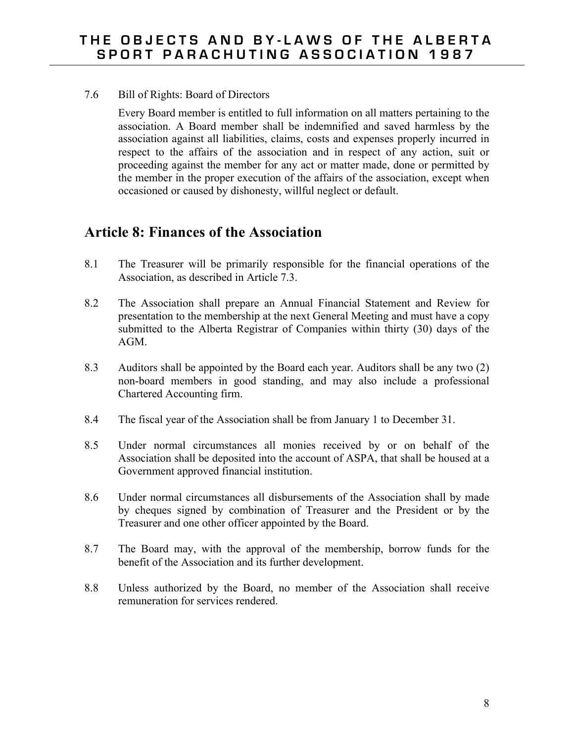7.6 Bill of Rights: Board of Directors

Every Board member is entitled to full information on all matters pertaining to the association. A Board member shall be indemnified and saved harmless by the association against all liabilities, claims, costs and expenses properly incurred in respect to the affairs of the association and in respect of any action, suit or proceeding against the member for any act or matter made, done or permitted by the member in the proper execution of the affairs of the association, except when occasioned or caused by dishonesty, willful neglect or default.

## Article 8: Finances of the Association

8.1 The Treasurer will be primarily responsible for the financial operations of the Association, as described in Article 7.3.

8.2 The Association shall prepare an Annual Financial Statement and Review for presentation to the membership at the next General Meeting and must have a copy submitted to the Alberta Registrar of Companies within thirty (30) days of the AGM.

8.3 Auditors shall be appointed by the Board each year. Auditors shall be any two (2) non-board members in good standing, and may also include a professional Chartered Accounting firm.

8.4 The fiscal year of the Association shall be from January 1 to December 31.

8.5 Under normal circumstances all monies received by or on behalf of the Association shall be deposited into the account of ASPA, that shall be housed at a Government approved financial institution.

8.6 Under normal circumstances all disbursements of the Association shall by made by cheques signed by combination of Treasurer and the President or by the Treasurer and one other officer appointed by the Board.

8.7 The Board may, with the approval of the membership, borrow funds for the benefit of the Association and its further development.

8.8 Unless authorized by the Board, no member of the Association shall receive remuneration for services rendered.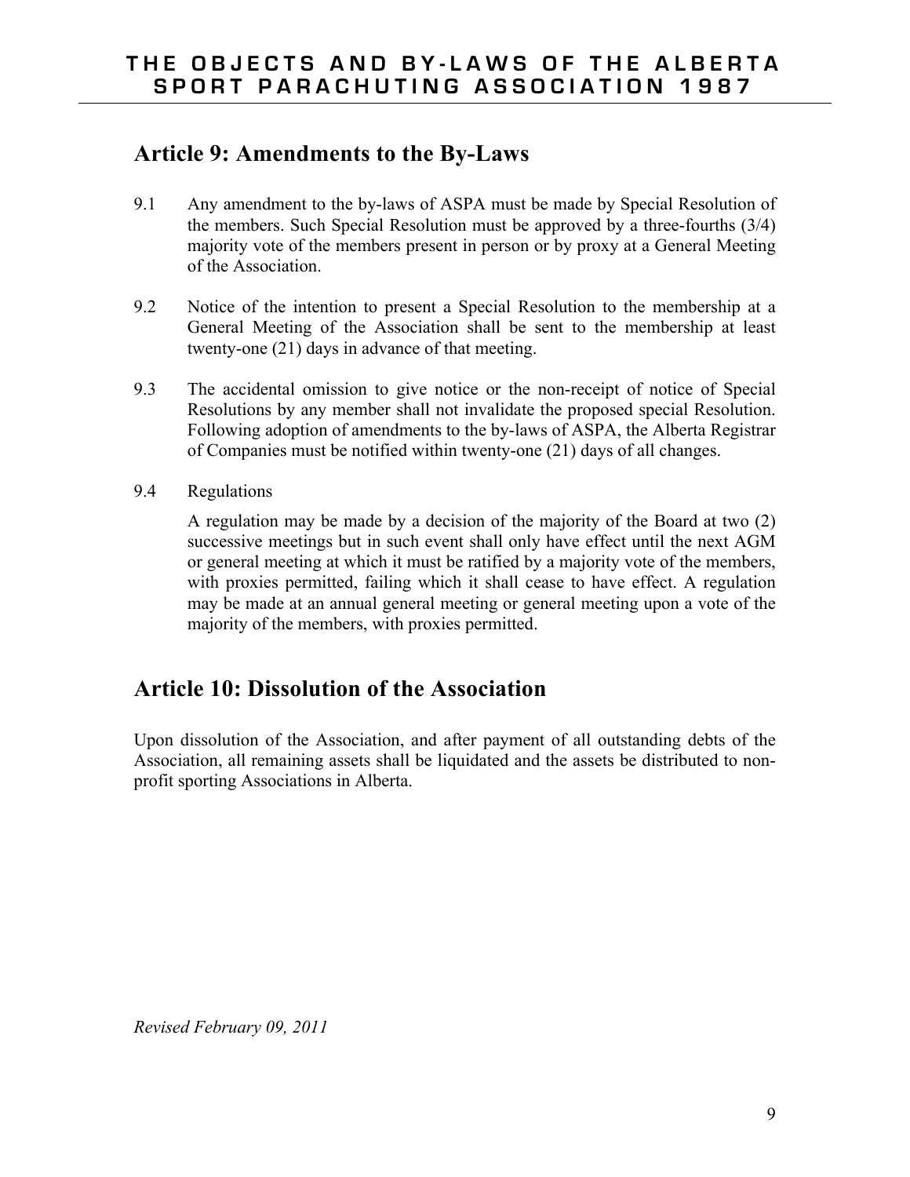## Article 9: Amendments to the By-Laws

9.1 Any amendment to the by-laws of ASPA must be made by Special Resolution of the members. Such Special Resolution must be approved by a three-fourths (3/4) majority vote of the members present in person or by proxy at a General Meeting of the Association.

9.2 Notice of the intention to present a Special Resolution to the membership at a General Meeting of the Association shall be sent to the membership at least twenty-one (21) days in advance of that meeting.

9.3 The accidental omission to give notice or the non-receipt of notice of Special Resolutions by any member shall not invalidate the proposed special Resolution. Following adoption of amendments to the by-laws of ASPA, the Alberta Registrar of Companies must be notified within twenty-one (21) days of all changes.

9.4 Regulations

A regulation may be made by a decision of the majority of the Board at two (2) successive meetings but in such event shall only have effect until the next AGM or general meeting at which it must be ratified by a majority vote of the members, with proxies permitted, failing which it shall cease to have effect. A regulation may be made at an annual general meeting or general meeting upon a vote of the majority of the members, with proxies permitted.

## Article 10: Dissolution of the Association

Upon dissolution of the Association, and after payment of all outstanding debts of the Association, all remaining assets shall be liquidated and the assets be distributed to non-profit sporting Associations in Alberta.

*Revised February 09, 2011*